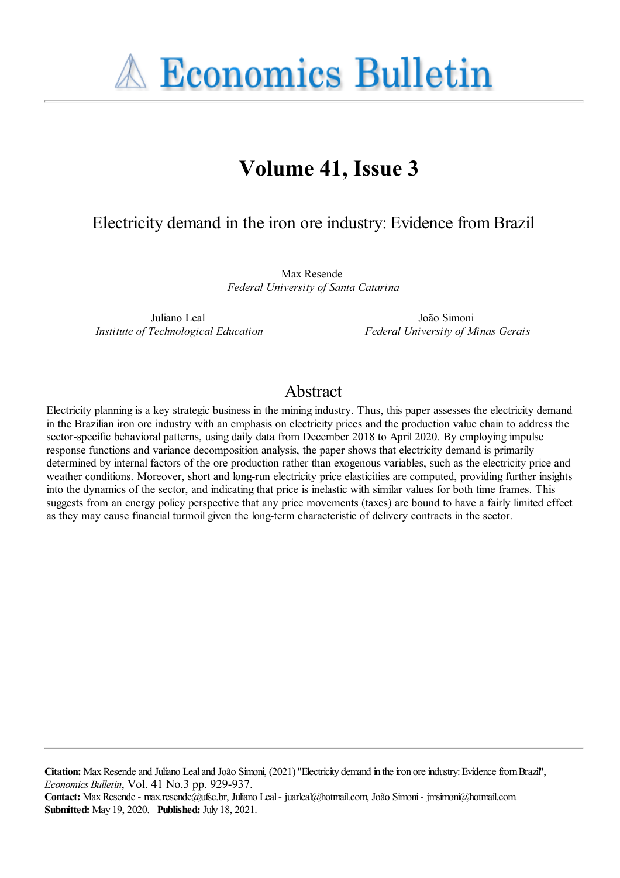# Economics Bulletin

## Volume 41, Issue 3

## Electricity demand in the iron ore industry: Evidence from Brazil

Max Resende
*Federal University of Santa Catarina*

Juliano Leal
*Institute of Technological Education*

João Simoni
*Federal University of Minas Gerais*

## Abstract

Electricity planning is a key strategic business in the mining industry. Thus, this paper assesses the electricity demand in the Brazilian iron ore industry with an emphasis on electricity prices and the production value chain to address the sector-specific behavioral patterns, using daily data from December 2018 to April 2020. By employing impulse response functions and variance decomposition analysis, the paper shows that electricity demand is primarily determined by internal factors of the ore production rather than exogenous variables, such as the electricity price and weather conditions. Moreover, short and long-run electricity price elasticities are computed, providing further insights into the dynamics of the sector, and indicating that price is inelastic with similar values for both time frames. This suggests from an energy policy perspective that any price movements (taxes) are bound to have a fairly limited effect as they may cause financial turmoil given the long-term characteristic of delivery contracts in the sector.

**Citation:** Max Resende and Juliano Leal and João Simoni, (2021) "Electricity demand in the iron ore industry: Evidence from Brazil", *Economics Bulletin*, Vol. 41 No.3 pp. 929-937.
**Contact:** Max Resende - max.resende@ufsc.br, Juliano Leal - juarleal@hotmail.com, João Simoni - jmsimoni@hotmail.com.
**Submitted:** May 19, 2020. **Published:** July 18, 2021.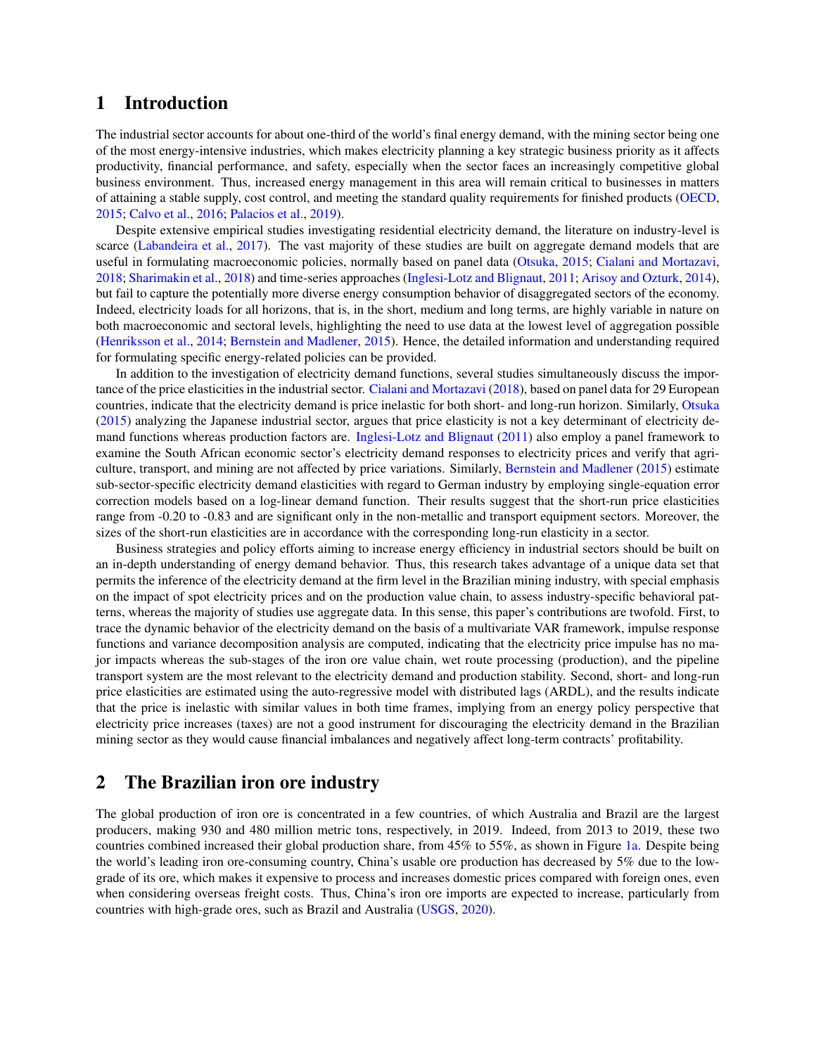# 1 Introduction

The industrial sector accounts for about one-third of the world's final energy demand, with the mining sector being one of the most energy-intensive industries, which makes electricity planning a key strategic business priority as it affects productivity, financial performance, and safety, especially when the sector faces an increasingly competitive global business environment. Thus, increased energy management in this area will remain critical to businesses in matters of attaining a stable supply, cost control, and meeting the standard quality requirements for finished products (OECD, 2015; Calvo et al., 2016; Palacios et al., 2019).

Despite extensive empirical studies investigating residential electricity demand, the literature on industry-level is scarce (Labandeira et al., 2017). The vast majority of these studies are built on aggregate demand models that are useful in formulating macroeconomic policies, normally based on panel data (Otsuka, 2015; Cialani and Mortazavi, 2018; Sharimakin et al., 2018) and time-series approaches (Inglesi-Lotz and Blignaut, 2011; Arisoy and Ozturk, 2014), but fail to capture the potentially more diverse energy consumption behavior of disaggregated sectors of the economy. Indeed, electricity loads for all horizons, that is, in the short, medium and long terms, are highly variable in nature on both macroeconomic and sectoral levels, highlighting the need to use data at the lowest level of aggregation possible (Henriksson et al., 2014; Bernstein and Madlener, 2015). Hence, the detailed information and understanding required for formulating specific energy-related policies can be provided.

In addition to the investigation of electricity demand functions, several studies simultaneously discuss the importance of the price elasticities in the industrial sector. Cialani and Mortazavi (2018), based on panel data for 29 European countries, indicate that the electricity demand is price inelastic for both short- and long-run horizon. Similarly, Otsuka (2015) analyzing the Japanese industrial sector, argues that price elasticity is not a key determinant of electricity demand functions whereas production factors are. Inglesi-Lotz and Blignaut (2011) also employ a panel framework to examine the South African economic sector's electricity demand responses to electricity prices and verify that agriculture, transport, and mining are not affected by price variations. Similarly, Bernstein and Madlener (2015) estimate sub-sector-specific electricity demand elasticities with regard to German industry by employing single-equation error correction models based on a log-linear demand function. Their results suggest that the short-run price elasticities range from -0.20 to -0.83 and are significant only in the non-metallic and transport equipment sectors. Moreover, the sizes of the short-run elasticities are in accordance with the corresponding long-run elasticity in a sector.

Business strategies and policy efforts aiming to increase energy efficiency in industrial sectors should be built on an in-depth understanding of energy demand behavior. Thus, this research takes advantage of a unique data set that permits the inference of the electricity demand at the firm level in the Brazilian mining industry, with special emphasis on the impact of spot electricity prices and on the production value chain, to assess industry-specific behavioral patterns, whereas the majority of studies use aggregate data. In this sense, this paper's contributions are twofold. First, to trace the dynamic behavior of the electricity demand on the basis of a multivariate VAR framework, impulse response functions and variance decomposition analysis are computed, indicating that the electricity price impulse has no major impacts whereas the sub-stages of the iron ore value chain, wet route processing (production), and the pipeline transport system are the most relevant to the electricity demand and production stability. Second, short- and long-run price elasticities are estimated using the auto-regressive model with distributed lags (ARDL), and the results indicate that the price is inelastic with similar values in both time frames, implying from an energy policy perspective that electricity price increases (taxes) are not a good instrument for discouraging the electricity demand in the Brazilian mining sector as they would cause financial imbalances and negatively affect long-term contracts' profitability.

# 2 The Brazilian iron ore industry

The global production of iron ore is concentrated in a few countries, of which Australia and Brazil are the largest producers, making 930 and 480 million metric tons, respectively, in 2019. Indeed, from 2013 to 2019, these two countries combined increased their global production share, from 45% to 55%, as shown in Figure 1a. Despite being the world's leading iron ore-consuming country, China's usable ore production has decreased by 5% due to the low-grade of its ore, which makes it expensive to process and increases domestic prices compared with foreign ones, even when considering overseas freight costs. Thus, China's iron ore imports are expected to increase, particularly from countries with high-grade ores, such as Brazil and Australia (USGS, 2020).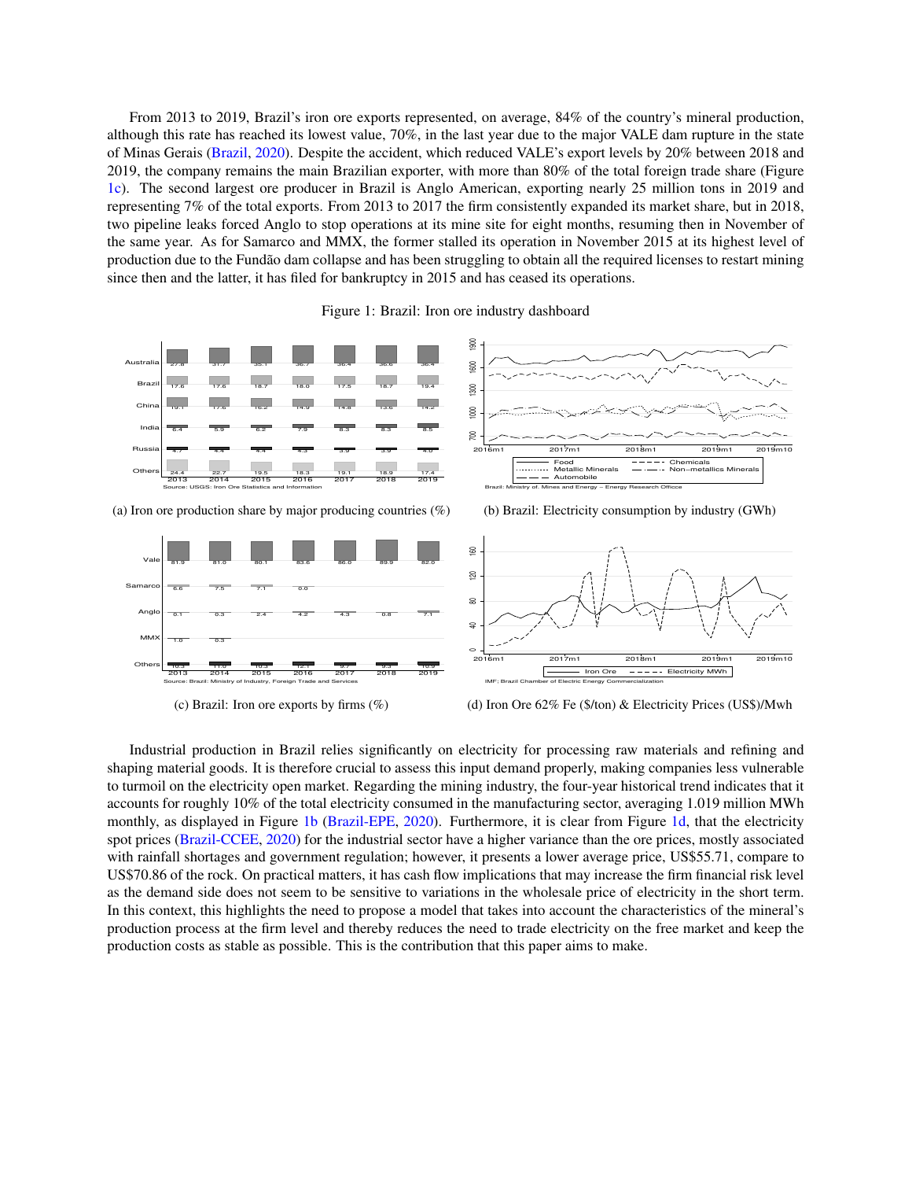From 2013 to 2019, Brazil's iron ore exports represented, on average, 84% of the country's mineral production, although this rate has reached its lowest value, 70%, in the last year due to the major VALE dam rupture in the state of Minas Gerais (Brazil, 2020). Despite the accident, which reduced VALE's export levels by 20% between 2018 and 2019, the company remains the main Brazilian exporter, with more than 80% of the total foreign trade share (Figure 1c). The second largest ore producer in Brazil is Anglo American, exporting nearly 25 million tons in 2019 and representing 7% of the total exports. From 2013 to 2017 the firm consistently expanded its market share, but in 2018, two pipeline leaks forced Anglo to stop operations at its mine site for eight months, resuming then in November of the same year. As for Samarco and MMX, the former stalled its operation in November 2015 at its highest level of production due to the Fundão dam collapse and has been struggling to obtain all the required licenses to restart mining since then and the latter, it has filed for bankruptcy in 2015 and has ceased its operations.

Figure 1: Brazil: Iron ore industry dashboard

(a) Iron ore production share by major producing countries (%)

(b) Brazil: Electricity consumption by industry (GWh)

(c) Brazil: Iron ore exports by firms (%)

(d) Iron Ore 62% Fe ($/ton) & Electricity Prices (US$)/Mwh

Industrial production in Brazil relies significantly on electricity for processing raw materials and refining and shaping material goods. It is therefore crucial to assess this input demand properly, making companies less vulnerable to turmoil on the electricity open market. Regarding the mining industry, the four-year historical trend indicates that it accounts for roughly 10% of the total electricity consumed in the manufacturing sector, averaging 1.019 million MWh monthly, as displayed in Figure 1b (Brazil-EPE, 2020). Furthermore, it is clear from Figure 1d, that the electricity spot prices (Brazil-CCEE, 2020) for the industrial sector have a higher variance than the ore prices, mostly associated with rainfall shortages and government regulation; however, it presents a lower average price, US$55.71, compare to US$70.86 of the rock. On practical matters, it has cash flow implications that may increase the firm financial risk level as the demand side does not seem to be sensitive to variations in the wholesale price of electricity in the short term. In this context, this highlights the need to propose a model that takes into account the characteristics of the mineral's production process at the firm level and thereby reduces the need to trade electricity on the free market and keep the production costs as stable as possible. This is the contribution that this paper aims to make.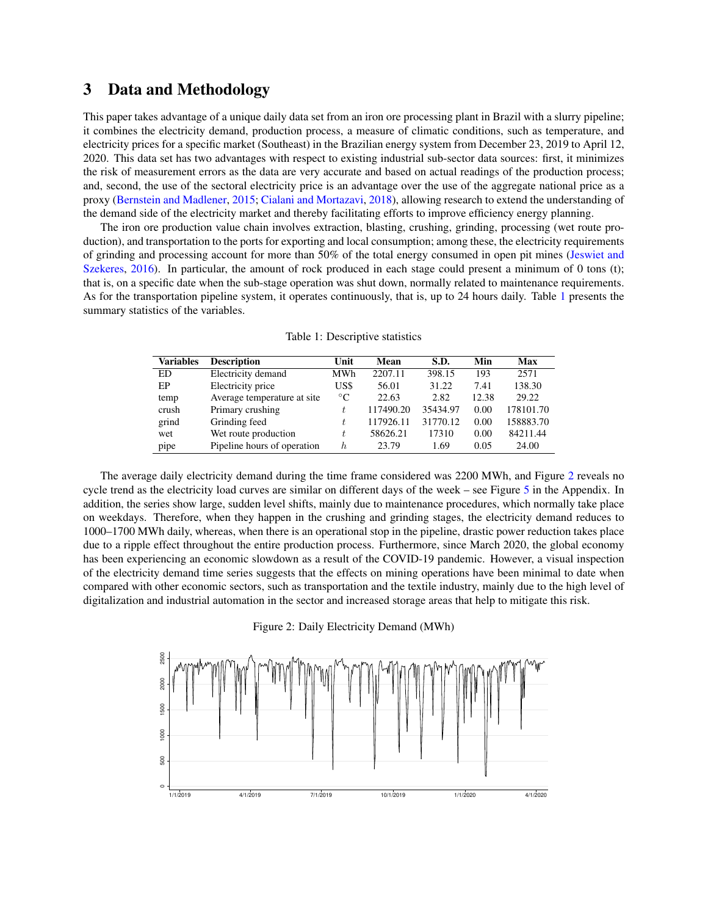# 3 Data and Methodology

This paper takes advantage of a unique daily data set from an iron ore processing plant in Brazil with a slurry pipeline; it combines the electricity demand, production process, a measure of climatic conditions, such as temperature, and electricity prices for a specific market (Southeast) in the Brazilian energy system from December 23, 2019 to April 12, 2020. This data set has two advantages with respect to existing industrial sub-sector data sources: first, it minimizes the risk of measurement errors as the data are very accurate and based on actual readings of the production process; and, second, the use of the sectoral electricity price is an advantage over the use of the aggregate national price as a proxy (Bernstein and Madlener, 2015; Cialani and Mortazavi, 2018), allowing research to extend the understanding of the demand side of the electricity market and thereby facilitating efforts to improve efficiency energy planning.

The iron ore production value chain involves extraction, blasting, crushing, grinding, processing (wet route production), and transportation to the ports for exporting and local consumption; among these, the electricity requirements of grinding and processing account for more than 50% of the total energy consumed in open pit mines (Jeswiet and Szekeres, 2016). In particular, the amount of rock produced in each stage could present a minimum of 0 tons (t); that is, on a specific date when the sub-stage operation was shut down, normally related to maintenance requirements. As for the transportation pipeline system, it operates continuously, that is, up to 24 hours daily. Table 1 presents the summary statistics of the variables.

Table 1: Descriptive statistics

| Variables | Description | Unit | Mean | S.D. | Min | Max |
|---|---|---|---|---|---|---|
| ED | Electricity demand | MWh | 2207.11 | 398.15 | 193 | 2571 |
| EP | Electricity price | US$ | 56.01 | 31.22 | 7.41 | 138.30 |
| temp | Average temperature at site | $^{\circ}$C | 22.63 | 2.82 | 12.38 | 29.22 |
| crush | Primary crushing | $t$ | 117490.20 | 35434.97 | 0.00 | 178101.70 |
| grind | Grinding feed | $t$ | 117926.11 | 31770.12 | 0.00 | 158883.70 |
| wet | Wet route production | $t$ | 58626.21 | 17310 | 0.00 | 84211.44 |
| pipe | Pipeline hours of operation | $h$ | 23.79 | 1.69 | 0.05 | 24.00 |

The average daily electricity demand during the time frame considered was 2200 MWh, and Figure 2 reveals no cycle trend as the electricity load curves are similar on different days of the week – see Figure 5 in the Appendix. In addition, the series show large, sudden level shifts, mainly due to maintenance procedures, which normally take place on weekdays. Therefore, when they happen in the crushing and grinding stages, the electricity demand reduces to 1000–1700 MWh daily, whereas, when there is an operational stop in the pipeline, drastic power reduction takes place due to a ripple effect throughout the entire production process. Furthermore, since March 2020, the global economy has been experiencing an economic slowdown as a result of the COVID-19 pandemic. However, a visual inspection of the electricity demand time series suggests that the effects on mining operations have been minimal to date when compared with other economic sectors, such as transportation and the textile industry, mainly due to the high level of digitalization and industrial automation in the sector and increased storage areas that help to mitigate this risk.

Figure 2: Daily Electricity Demand (MWh)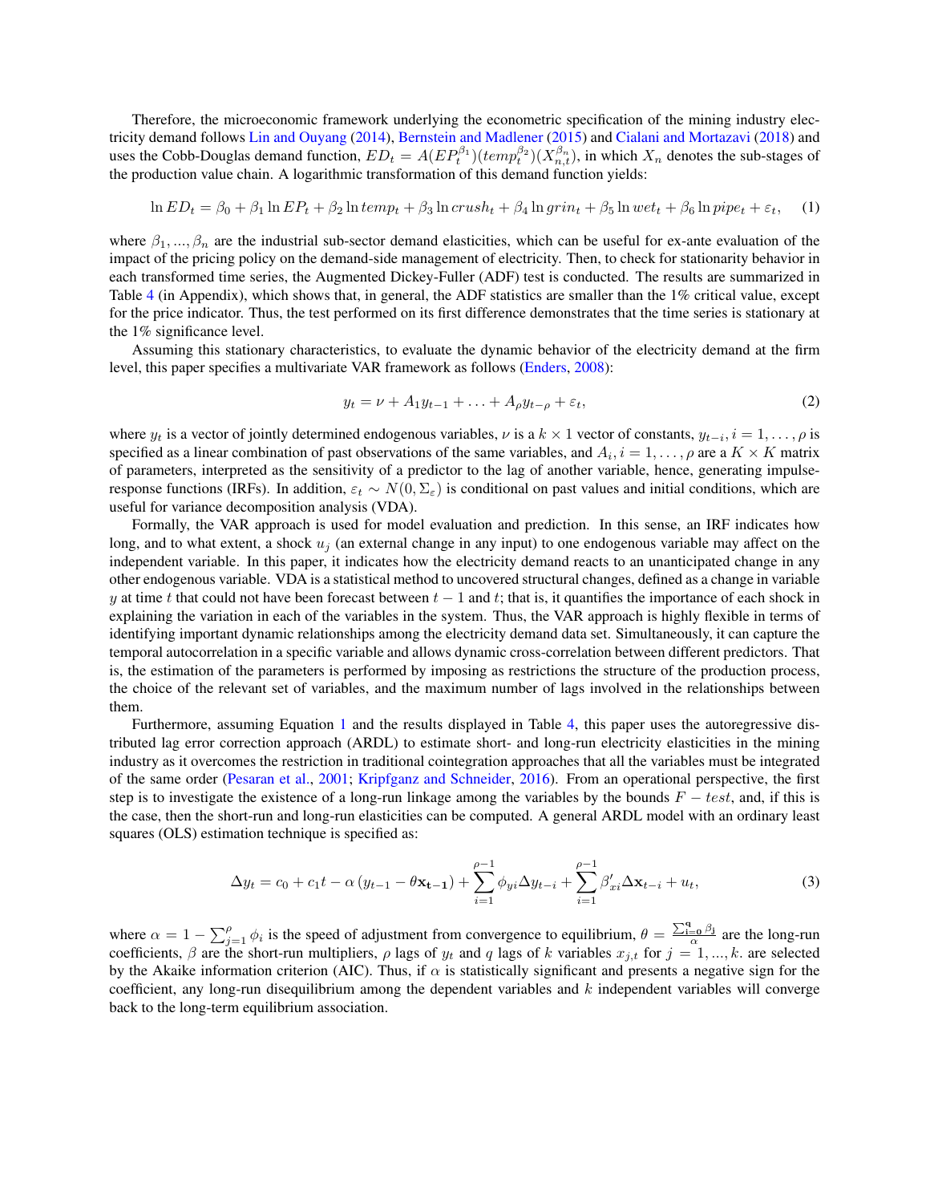Therefore, the microeconomic framework underlying the econometric specification of the mining industry electricity demand follows Lin and Ouyang (2014), Bernstein and Madlener (2015) and Cialani and Mortazavi (2018) and uses the Cobb-Douglas demand function, $ED_t = A(EP_t^{\beta_1})(temp_t^{\beta_2})(X_{n,t}^{\beta_n})$, in which $X_n$ denotes the sub-stages of the production value chain. A logarithmic transformation of this demand function yields:

$$\ln ED_t = \beta_0 + \beta_1 \ln EP_t + \beta_2 \ln temp_t + \beta_3 \ln crush_t + \beta_4 \ln grin_t + \beta_5 \ln wet_t + \beta_6 \ln pipe_t + \varepsilon_t, \quad (1)$$

where $\beta_1, ..., \beta_n$ are the industrial sub-sector demand elasticities, which can be useful for ex-ante evaluation of the impact of the pricing policy on the demand-side management of electricity. Then, to check for stationarity behavior in each transformed time series, the Augmented Dickey-Fuller (ADF) test is conducted. The results are summarized in Table 4 (in Appendix), which shows that, in general, the ADF statistics are smaller than the 1% critical value, except for the price indicator. Thus, the test performed on its first difference demonstrates that the time series is stationary at the 1% significance level.

Assuming this stationary characteristics, to evaluate the dynamic behavior of the electricity demand at the firm level, this paper specifies a multivariate VAR framework as follows (Enders, 2008):

$$y_t = \nu + A_1 y_{t-1} + \ldots + A_\rho y_{t-\rho} + \varepsilon_t, \quad (2)$$

where $y_t$ is a vector of jointly determined endogenous variables, $\nu$ is a $k \times 1$ vector of constants, $y_{t-i}, i = 1, \ldots, \rho$ is specified as a linear combination of past observations of the same variables, and $A_i, i = 1, \ldots, \rho$ are a $K \times K$ matrix of parameters, interpreted as the sensitivity of a predictor to the lag of another variable, hence, generating impulse-response functions (IRFs). In addition, $\varepsilon_t \sim N(0, \Sigma_\varepsilon)$ is conditional on past values and initial conditions, which are useful for variance decomposition analysis (VDA).

Formally, the VAR approach is used for model evaluation and prediction. In this sense, an IRF indicates how long, and to what extent, a shock $u_j$ (an external change in any input) to one endogenous variable may affect on the independent variable. In this paper, it indicates how the electricity demand reacts to an unanticipated change in any other endogenous variable. VDA is a statistical method to uncovered structural changes, defined as a change in variable $y$ at time $t$ that could not have been forecast between $t-1$ and $t$; that is, it quantifies the importance of each shock in explaining the variation in each of the variables in the system. Thus, the VAR approach is highly flexible in terms of identifying important dynamic relationships among the electricity demand data set. Simultaneously, it can capture the temporal autocorrelation in a specific variable and allows dynamic cross-correlation between different predictors. That is, the estimation of the parameters is performed by imposing as restrictions the structure of the production process, the choice of the relevant set of variables, and the maximum number of lags involved in the relationships between them.

Furthermore, assuming Equation 1 and the results displayed in Table 4, this paper uses the autoregressive distributed lag error correction approach (ARDL) to estimate short- and long-run electricity elasticities in the mining industry as it overcomes the restriction in traditional cointegration approaches that all the variables must be integrated of the same order (Pesaran et al., 2001; Kripfganz and Schneider, 2016). From an operational perspective, the first step is to investigate the existence of a long-run linkage among the variables by the bounds $F-test$, and, if this is the case, then the short-run and long-run elasticities can be computed. A general ARDL model with an ordinary least squares (OLS) estimation technique is specified as:

$$\Delta y_t = c_0 + c_1 t - \alpha \left(y_{t-1} - \theta \mathbf{x_{t-1}}\right) + \sum_{i=1}^{\rho-1} \phi_{yi} \Delta y_{t-i} + \sum_{i=1}^{\rho-1} \beta'_{xi} \Delta \mathbf{x}_{t-i} + u_t, \quad (3)$$

where $\alpha = 1 - \sum_{j=1}^{\rho} \phi_i$ is the speed of adjustment from convergence to equilibrium, $\theta = \frac{\sum_{i=0}^{q} \beta_j}{\alpha}$ are the long-run coefficients, $\beta$ are the short-run multipliers, $\rho$ lags of $y_t$ and $q$ lags of $k$ variables $x_{j,t}$ for $j = 1, ..., k$. are selected by the Akaike information criterion (AIC). Thus, if $\alpha$ is statistically significant and presents a negative sign for the coefficient, any long-run disequilibrium among the dependent variables and $k$ independent variables will converge back to the long-term equilibrium association.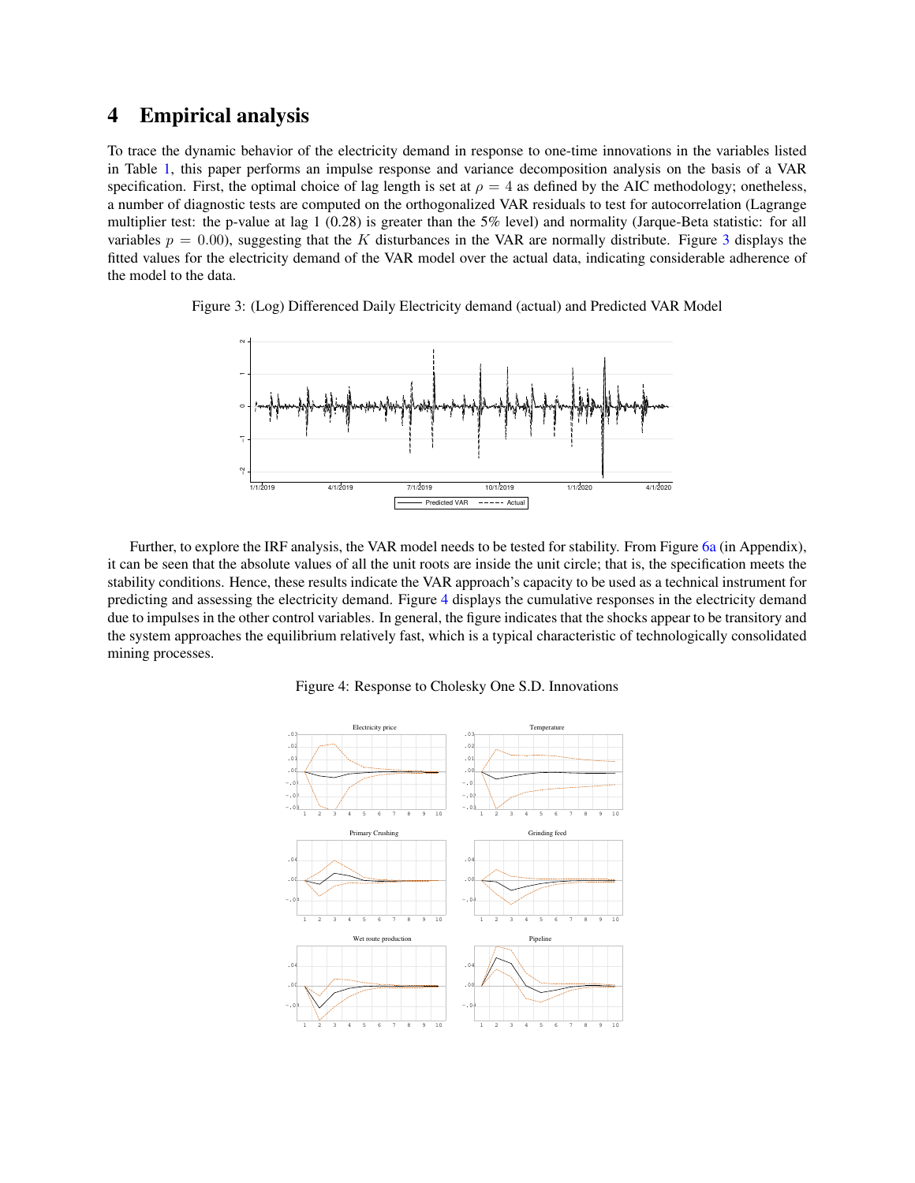## 4 Empirical analysis

To trace the dynamic behavior of the electricity demand in response to one-time innovations in the variables listed in Table 1, this paper performs an impulse response and variance decomposition analysis on the basis of a VAR specification. First, the optimal choice of lag length is set at $\rho = 4$ as defined by the AIC methodology; onetheless, a number of diagnostic tests are computed on the orthogonalized VAR residuals to test for autocorrelation (Lagrange multiplier test: the p-value at lag 1 (0.28) is greater than the 5% level) and normality (Jarque-Beta statistic: for all variables $p = 0.00$), suggesting that the $K$ disturbances in the VAR are normally distribute. Figure 3 displays the fitted values for the electricity demand of the VAR model over the actual data, indicating considerable adherence of the model to the data.

Figure 3: (Log) Differenced Daily Electricity demand (actual) and Predicted VAR Model

Further, to explore the IRF analysis, the VAR model needs to be tested for stability. From Figure 6a (in Appendix), it can be seen that the absolute values of all the unit roots are inside the unit circle; that is, the specification meets the stability conditions. Hence, these results indicate the VAR approach's capacity to be used as a technical instrument for predicting and assessing the electricity demand. Figure 4 displays the cumulative responses in the electricity demand due to impulses in the other control variables. In general, the figure indicates that the shocks appear to be transitory and the system approaches the equilibrium relatively fast, which is a typical characteristic of technologically consolidated mining processes.

Figure 4: Response to Cholesky One S.D. Innovations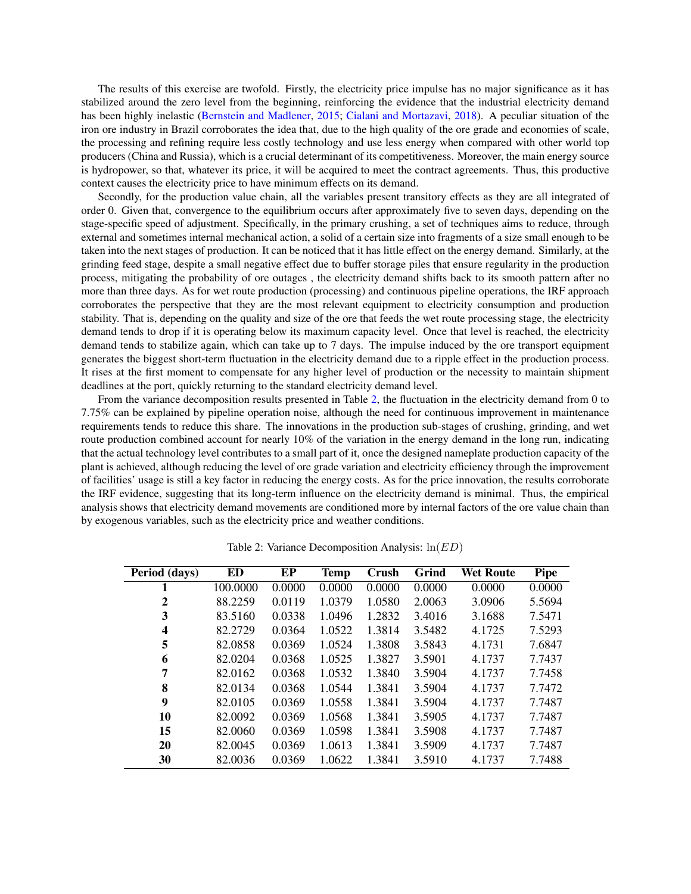The results of this exercise are twofold. Firstly, the electricity price impulse has no major significance as it has stabilized around the zero level from the beginning, reinforcing the evidence that the industrial electricity demand has been highly inelastic (Bernstein and Madlener, 2015; Cialani and Mortazavi, 2018). A peculiar situation of the iron ore industry in Brazil corroborates the idea that, due to the high quality of the ore grade and economies of scale, the processing and refining require less costly technology and use less energy when compared with other world top producers (China and Russia), which is a crucial determinant of its competitiveness. Moreover, the main energy source is hydropower, so that, whatever its price, it will be acquired to meet the contract agreements. Thus, this productive context causes the electricity price to have minimum effects on its demand.

Secondly, for the production value chain, all the variables present transitory effects as they are all integrated of order 0. Given that, convergence to the equilibrium occurs after approximately five to seven days, depending on the stage-specific speed of adjustment. Specifically, in the primary crushing, a set of techniques aims to reduce, through external and sometimes internal mechanical action, a solid of a certain size into fragments of a size small enough to be taken into the next stages of production. It can be noticed that it has little effect on the energy demand. Similarly, at the grinding feed stage, despite a small negative effect due to buffer storage piles that ensure regularity in the production process, mitigating the probability of ore outages , the electricity demand shifts back to its smooth pattern after no more than three days. As for wet route production (processing) and continuous pipeline operations, the IRF approach corroborates the perspective that they are the most relevant equipment to electricity consumption and production stability. That is, depending on the quality and size of the ore that feeds the wet route processing stage, the electricity demand tends to drop if it is operating below its maximum capacity level. Once that level is reached, the electricity demand tends to stabilize again, which can take up to 7 days. The impulse induced by the ore transport equipment generates the biggest short-term fluctuation in the electricity demand due to a ripple effect in the production process. It rises at the first moment to compensate for any higher level of production or the necessity to maintain shipment deadlines at the port, quickly returning to the standard electricity demand level.

From the variance decomposition results presented in Table 2, the fluctuation in the electricity demand from 0 to 7.75% can be explained by pipeline operation noise, although the need for continuous improvement in maintenance requirements tends to reduce this share. The innovations in the production sub-stages of crushing, grinding, and wet route production combined account for nearly 10% of the variation in the energy demand in the long run, indicating that the actual technology level contributes to a small part of it, once the designed nameplate production capacity of the plant is achieved, although reducing the level of ore grade variation and electricity efficiency through the improvement of facilities' usage is still a key factor in reducing the energy costs. As for the price innovation, the results corroborate the IRF evidence, suggesting that its long-term influence on the electricity demand is minimal. Thus, the empirical analysis shows that electricity demand movements are conditioned more by internal factors of the ore value chain than by exogenous variables, such as the electricity price and weather conditions.

Table 2: Variance Decomposition Analysis: $\ln(ED)$

| Period (days) | ED | EP | Temp | Crush | Grind | Wet Route | Pipe |
|---|---|---|---|---|---|---|---|
| **1** | 100.0000 | 0.0000 | 0.0000 | 0.0000 | 0.0000 | 0.0000 | 0.0000 |
| **2** | 88.2259 | 0.0119 | 1.0379 | 1.0580 | 2.0063 | 3.0906 | 5.5694 |
| **3** | 83.5160 | 0.0338 | 1.0496 | 1.2832 | 3.4016 | 3.1688 | 7.5471 |
| **4** | 82.2729 | 0.0364 | 1.0522 | 1.3814 | 3.5482 | 4.1725 | 7.5293 |
| **5** | 82.0858 | 0.0369 | 1.0524 | 1.3808 | 3.5843 | 4.1731 | 7.6847 |
| **6** | 82.0204 | 0.0368 | 1.0525 | 1.3827 | 3.5901 | 4.1737 | 7.7437 |
| **7** | 82.0162 | 0.0368 | 1.0532 | 1.3840 | 3.5904 | 4.1737 | 7.7458 |
| **8** | 82.0134 | 0.0368 | 1.0544 | 1.3841 | 3.5904 | 4.1737 | 7.7472 |
| **9** | 82.0105 | 0.0369 | 1.0558 | 1.3841 | 3.5904 | 4.1737 | 7.7487 |
| **10** | 82.0092 | 0.0369 | 1.0568 | 1.3841 | 3.5905 | 4.1737 | 7.7487 |
| **15** | 82.0060 | 0.0369 | 1.0598 | 1.3841 | 3.5908 | 4.1737 | 7.7487 |
| **20** | 82.0045 | 0.0369 | 1.0613 | 1.3841 | 3.5909 | 4.1737 | 7.7487 |
| **30** | 82.0036 | 0.0369 | 1.0622 | 1.3841 | 3.5910 | 4.1737 | 7.7488 |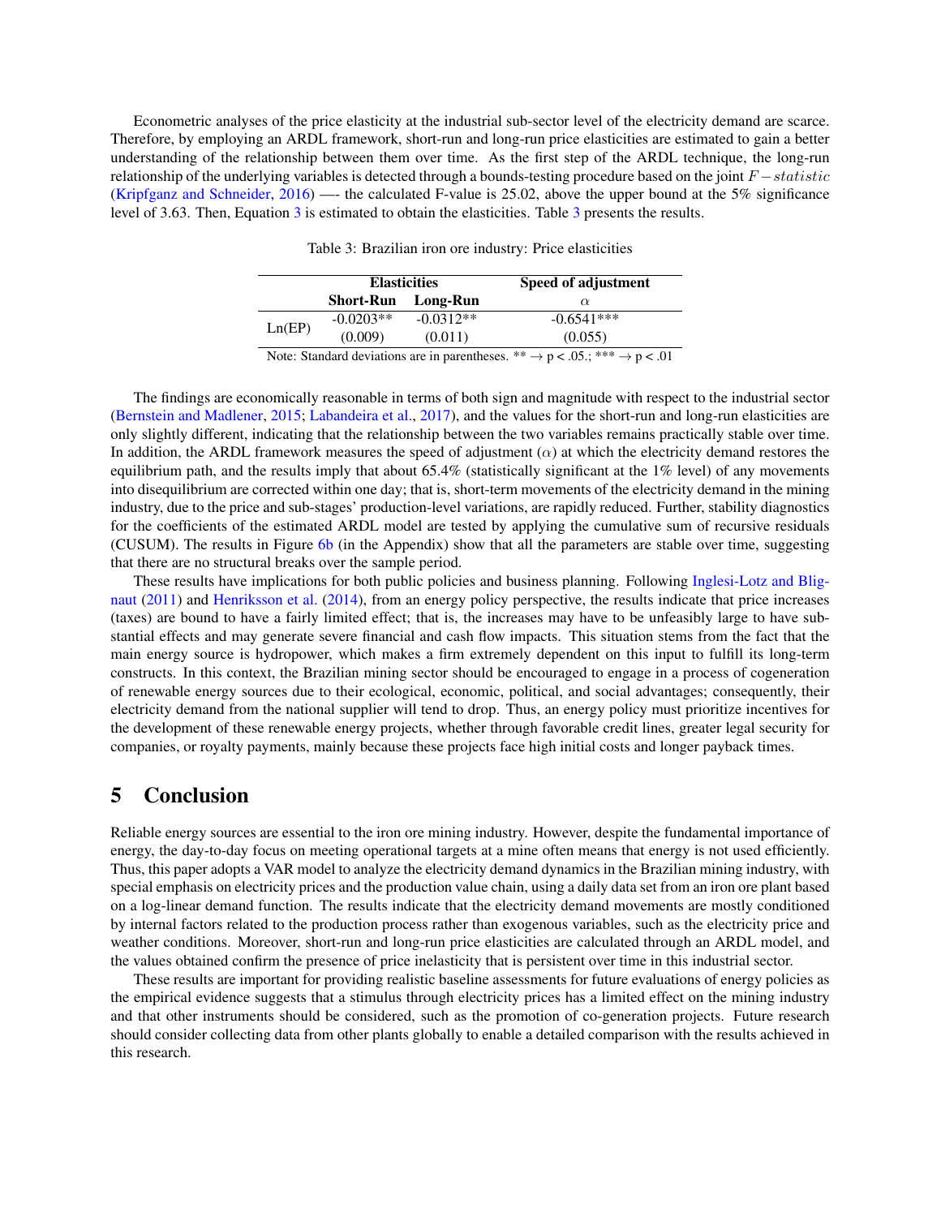Econometric analyses of the price elasticity at the industrial sub-sector level of the electricity demand are scarce. Therefore, by employing an ARDL framework, short-run and long-run price elasticities are estimated to gain a better understanding of the relationship between them over time. As the first step of the ARDL technique, the long-run relationship of the underlying variables is detected through a bounds-testing procedure based on the joint $F-statistic$ (Kripfganz and Schneider, 2016) —- the calculated F-value is 25.02, above the upper bound at the 5% significance level of 3.63. Then, Equation 3 is estimated to obtain the elasticities. Table 3 presents the results.

Table 3: Brazilian iron ore industry: Price elasticities

| | **Elasticities** | | **Speed of adjustment** |
|---|---|---|---|
| | **Short-Run** | **Long-Run** | $\alpha$ |
| Ln(EP) | -0.0203** | -0.0312** | -0.6541*** |
| | (0.009) | (0.011) | (0.055) |

Note: Standard deviations are in parentheses. ** → p < .05.; *** → p < .01

The findings are economically reasonable in terms of both sign and magnitude with respect to the industrial sector (Bernstein and Madlener, 2015; Labandeira et al., 2017), and the values for the short-run and long-run elasticities are only slightly different, indicating that the relationship between the two variables remains practically stable over time. In addition, the ARDL framework measures the speed of adjustment ($\alpha$) at which the electricity demand restores the equilibrium path, and the results imply that about 65.4% (statistically significant at the 1% level) of any movements into disequilibrium are corrected within one day; that is, short-term movements of the electricity demand in the mining industry, due to the price and sub-stages' production-level variations, are rapidly reduced. Further, stability diagnostics for the coefficients of the estimated ARDL model are tested by applying the cumulative sum of recursive residuals (CUSUM). The results in Figure 6b (in the Appendix) show that all the parameters are stable over time, suggesting that there are no structural breaks over the sample period.

These results have implications for both public policies and business planning. Following Inglesi-Lotz and Blignaut (2011) and Henriksson et al. (2014), from an energy policy perspective, the results indicate that price increases (taxes) are bound to have a fairly limited effect; that is, the increases may have to be unfeasibly large to have substantial effects and may generate severe financial and cash flow impacts. This situation stems from the fact that the main energy source is hydropower, which makes a firm extremely dependent on this input to fulfill its long-term constructs. In this context, the Brazilian mining sector should be encouraged to engage in a process of cogeneration of renewable energy sources due to their ecological, economic, political, and social advantages; consequently, their electricity demand from the national supplier will tend to drop. Thus, an energy policy must prioritize incentives for the development of these renewable energy projects, whether through favorable credit lines, greater legal security for companies, or royalty payments, mainly because these projects face high initial costs and longer payback times.

# 5 Conclusion

Reliable energy sources are essential to the iron ore mining industry. However, despite the fundamental importance of energy, the day-to-day focus on meeting operational targets at a mine often means that energy is not used efficiently. Thus, this paper adopts a VAR model to analyze the electricity demand dynamics in the Brazilian mining industry, with special emphasis on electricity prices and the production value chain, using a daily data set from an iron ore plant based on a log-linear demand function. The results indicate that the electricity demand movements are mostly conditioned by internal factors related to the production process rather than exogenous variables, such as the electricity price and weather conditions. Moreover, short-run and long-run price elasticities are calculated through an ARDL model, and the values obtained confirm the presence of price inelasticity that is persistent over time in this industrial sector.

These results are important for providing realistic baseline assessments for future evaluations of energy policies as the empirical evidence suggests that a stimulus through electricity prices has a limited effect on the mining industry and that other instruments should be considered, such as the promotion of co-generation projects. Future research should consider collecting data from other plants globally to enable a detailed comparison with the results achieved in this research.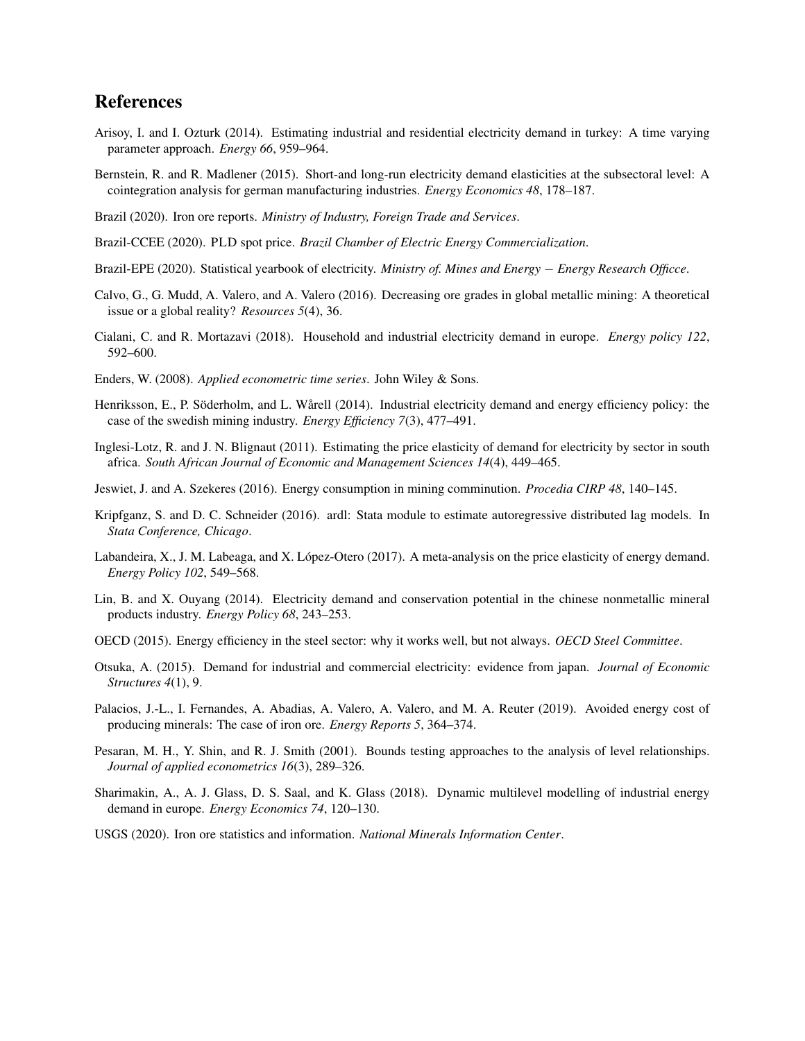# References

Arisoy, I. and I. Ozturk (2014). Estimating industrial and residential electricity demand in turkey: A time varying parameter approach. *Energy 66*, 959–964.

Bernstein, R. and R. Madlener (2015). Short-and long-run electricity demand elasticities at the subsectoral level: A cointegration analysis for german manufacturing industries. *Energy Economics 48*, 178–187.

Brazil (2020). Iron ore reports. *Ministry of Industry, Foreign Trade and Services*.

Brazil-CCEE (2020). PLD spot price. *Brazil Chamber of Electric Energy Commercialization*.

Brazil-EPE (2020). Statistical yearbook of electricity. *Ministry of. Mines and Energy − Energy Research Officce*.

Calvo, G., G. Mudd, A. Valero, and A. Valero (2016). Decreasing ore grades in global metallic mining: A theoretical issue or a global reality? *Resources 5*(4), 36.

Cialani, C. and R. Mortazavi (2018). Household and industrial electricity demand in europe. *Energy policy 122*, 592–600.

Enders, W. (2008). *Applied econometric time series*. John Wiley & Sons.

Henriksson, E., P. Söderholm, and L. Wårell (2014). Industrial electricity demand and energy efficiency policy: the case of the swedish mining industry. *Energy Efficiency 7*(3), 477–491.

Inglesi-Lotz, R. and J. N. Blignaut (2011). Estimating the price elasticity of demand for electricity by sector in south africa. *South African Journal of Economic and Management Sciences 14*(4), 449–465.

Jeswiet, J. and A. Szekeres (2016). Energy consumption in mining comminution. *Procedia CIRP 48*, 140–145.

Kripfganz, S. and D. C. Schneider (2016). ardl: Stata module to estimate autoregressive distributed lag models. In *Stata Conference, Chicago*.

Labandeira, X., J. M. Labeaga, and X. López-Otero (2017). A meta-analysis on the price elasticity of energy demand. *Energy Policy 102*, 549–568.

Lin, B. and X. Ouyang (2014). Electricity demand and conservation potential in the chinese nonmetallic mineral products industry. *Energy Policy 68*, 243–253.

OECD (2015). Energy efficiency in the steel sector: why it works well, but not always. *OECD Steel Committee*.

Otsuka, A. (2015). Demand for industrial and commercial electricity: evidence from japan. *Journal of Economic Structures 4*(1), 9.

Palacios, J.-L., I. Fernandes, A. Abadias, A. Valero, A. Valero, and M. A. Reuter (2019). Avoided energy cost of producing minerals: The case of iron ore. *Energy Reports 5*, 364–374.

Pesaran, M. H., Y. Shin, and R. J. Smith (2001). Bounds testing approaches to the analysis of level relationships. *Journal of applied econometrics 16*(3), 289–326.

Sharimakin, A., A. J. Glass, D. S. Saal, and K. Glass (2018). Dynamic multilevel modelling of industrial energy demand in europe. *Energy Economics 74*, 120–130.

USGS (2020). Iron ore statistics and information. *National Minerals Information Center*.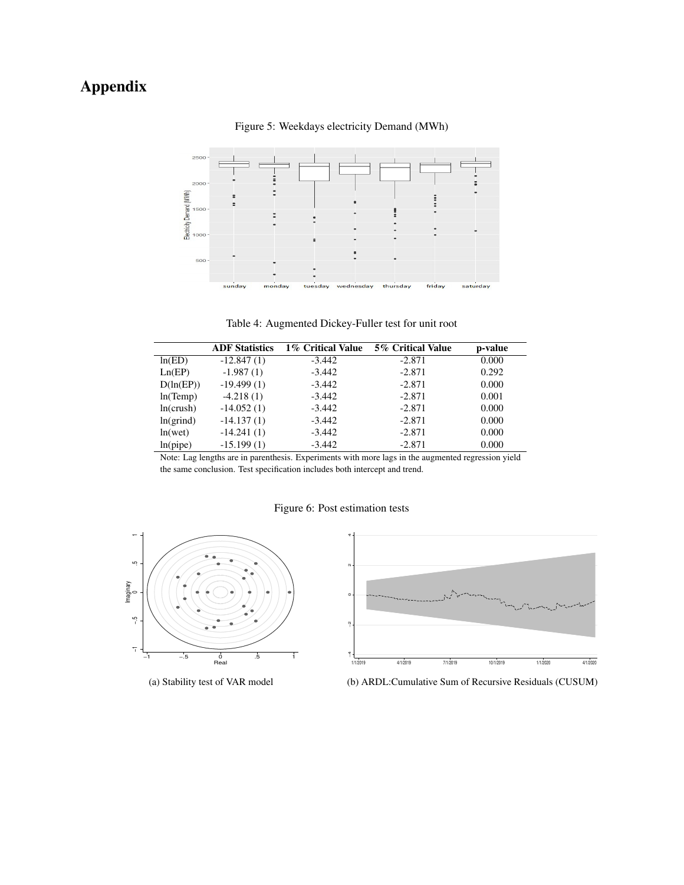# Appendix

Figure 5: Weekdays electricity Demand (MWh)

2500
2000
1500
1000
500

Electricity Demand (MWh)

sunday monday tuesday wednesday thursday friday saturday

Table 4: Augmented Dickey-Fuller test for unit root

| | ADF Statistics | 1% Critical Value | 5% Critical Value | p-value |
|---|---|---|---|---|
| ln(ED) | -12.847 (1) | -3.442 | -2.871 | 0.000 |
| Ln(EP) | -1.987 (1) | -3.442 | -2.871 | 0.292 |
| D(ln(EP)) | -19.499 (1) | -3.442 | -2.871 | 0.000 |
| ln(Temp) | -4.218 (1) | -3.442 | -2.871 | 0.001 |
| ln(crush) | -14.052 (1) | -3.442 | -2.871 | 0.000 |
| ln(grind) | -14.137 (1) | -3.442 | -2.871 | 0.000 |
| ln(wet) | -14.241 (1) | -3.442 | -2.871 | 0.000 |
| ln(pipe) | -15.199 (1) | -3.442 | -2.871 | 0.000 |

Note: Lag lengths are in parenthesis. Experiments with more lags in the augmented regression yield the same conclusion. Test specification includes both intercept and trend.

Figure 6: Post estimation tests

1
.5
0
−.5
−1
Imaginary
−1 −.5 0 .5 1
Real

(a) Stability test of VAR model

4
2
0
-2
-4
1/1/2019 4/1/2019 7/1/2019 10/1/2019 1/1/2020 4/1/2020

(b) ARDL:Cumulative Sum of Recursive Residuals (CUSUM)